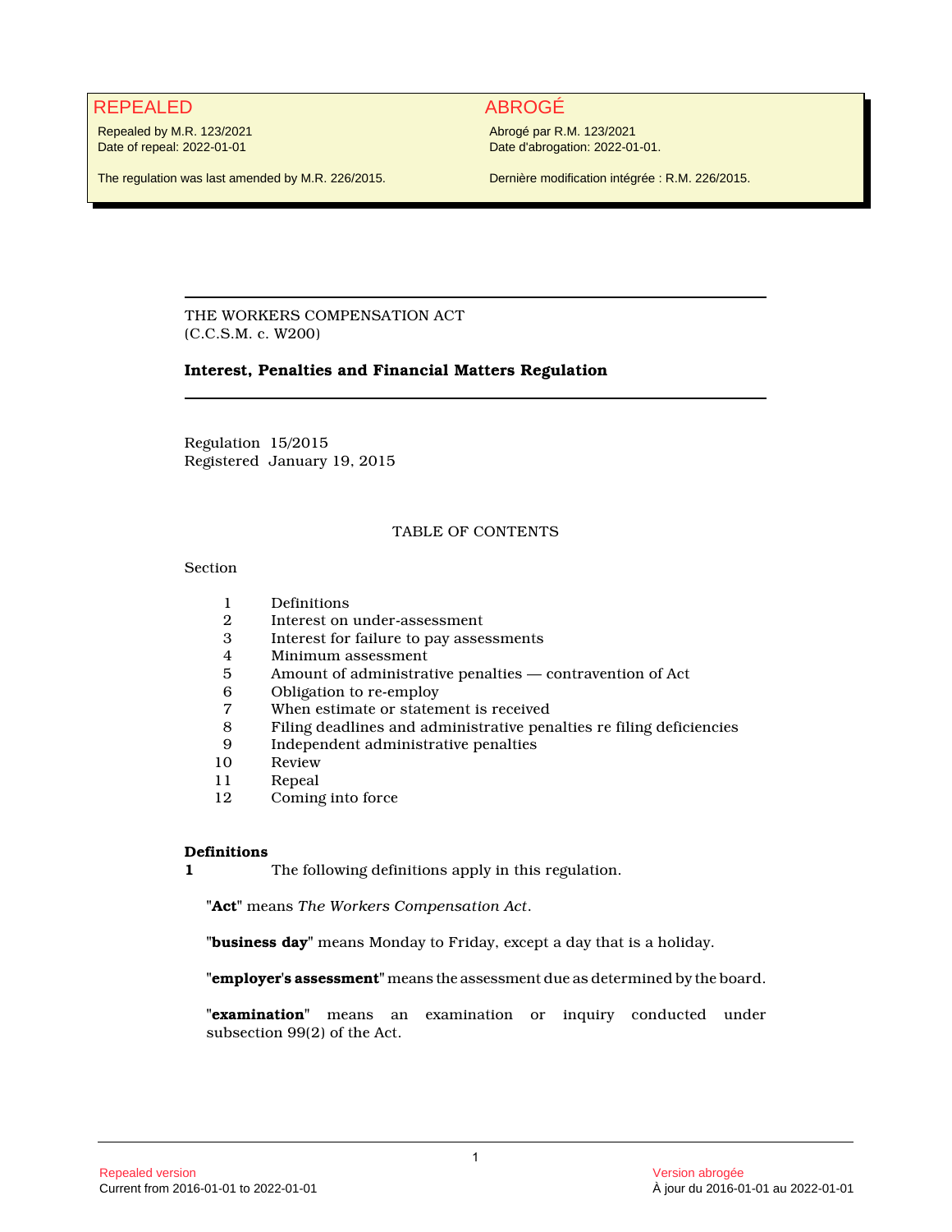REPEALED

Repealed by M.R. 123/2021
Date of repeal: 2022-01-01

The regulation was last amended by M.R. 226/2015.

ABROGÉ

Abrogé par R.M. 123/2021
Date d'abrogation: 2022-01-01.

Dernière modification intégrée : R.M. 226/2015.

THE WORKERS COMPENSATION ACT
(C.C.S.M. c. W200)

# Interest, Penalties and Financial Matters Regulation

Regulation 15/2015
Registered January 19, 2015

## TABLE OF CONTENTS

Section

| | |
|---|---|
| 1 | Definitions |
| 2 | Interest on under-assessment |
| 3 | Interest for failure to pay assessments |
| 4 | Minimum assessment |
| 5 | Amount of administrative penalties — contravention of Act |
| 6 | Obligation to re-employ |
| 7 | When estimate or statement is received |
| 8 | Filing deadlines and administrative penalties re filing deficiencies |
| 9 | Independent administrative penalties |
| 10 | Review |
| 11 | Repeal |
| 12 | Coming into force |

**Definitions**

**1** The following definitions apply in this regulation.

"**Act**" means *The Workers Compensation Act*.

"**business day**" means Monday to Friday, except a day that is a holiday.

"**employer's assessment**" means the assessment due as determined by the board.

"**examination**" means an examination or inquiry conducted under subsection 99(2) of the Act.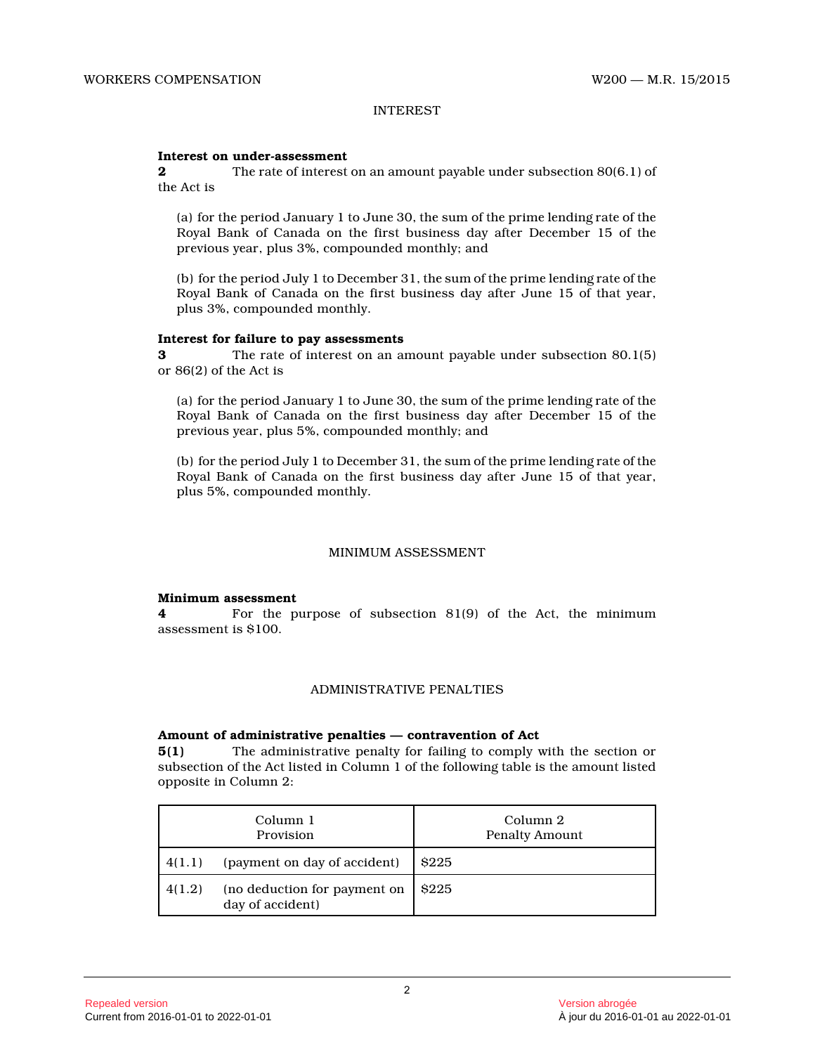## INTEREST

**Interest on under-assessment**

**2** The rate of interest on an amount payable under subsection 80(6.1) of the Act is

(a) for the period January 1 to June 30, the sum of the prime lending rate of the Royal Bank of Canada on the first business day after December 15 of the previous year, plus 3%, compounded monthly; and

(b) for the period July 1 to December 31, the sum of the prime lending rate of the Royal Bank of Canada on the first business day after June 15 of that year, plus 3%, compounded monthly.

**Interest for failure to pay assessments**

**3** The rate of interest on an amount payable under subsection 80.1(5) or 86(2) of the Act is

(a) for the period January 1 to June 30, the sum of the prime lending rate of the Royal Bank of Canada on the first business day after December 15 of the previous year, plus 5%, compounded monthly; and

(b) for the period July 1 to December 31, the sum of the prime lending rate of the Royal Bank of Canada on the first business day after June 15 of that year, plus 5%, compounded monthly.

## MINIMUM ASSESSMENT

**Minimum assessment**

**4** For the purpose of subsection 81(9) of the Act, the minimum assessment is $100.

## ADMINISTRATIVE PENALTIES

**Amount of administrative penalties — contravention of Act**

**5(1)** The administrative penalty for failing to comply with the section or subsection of the Act listed in Column 1 of the following table is the amount listed opposite in Column 2:

| Column 1 Provision | | Column 2 Penalty Amount |
|---|---|---|
| 4(1.1) | (payment on day of accident) | $225 |
| 4(1.2) | (no deduction for payment on day of accident) | $225 |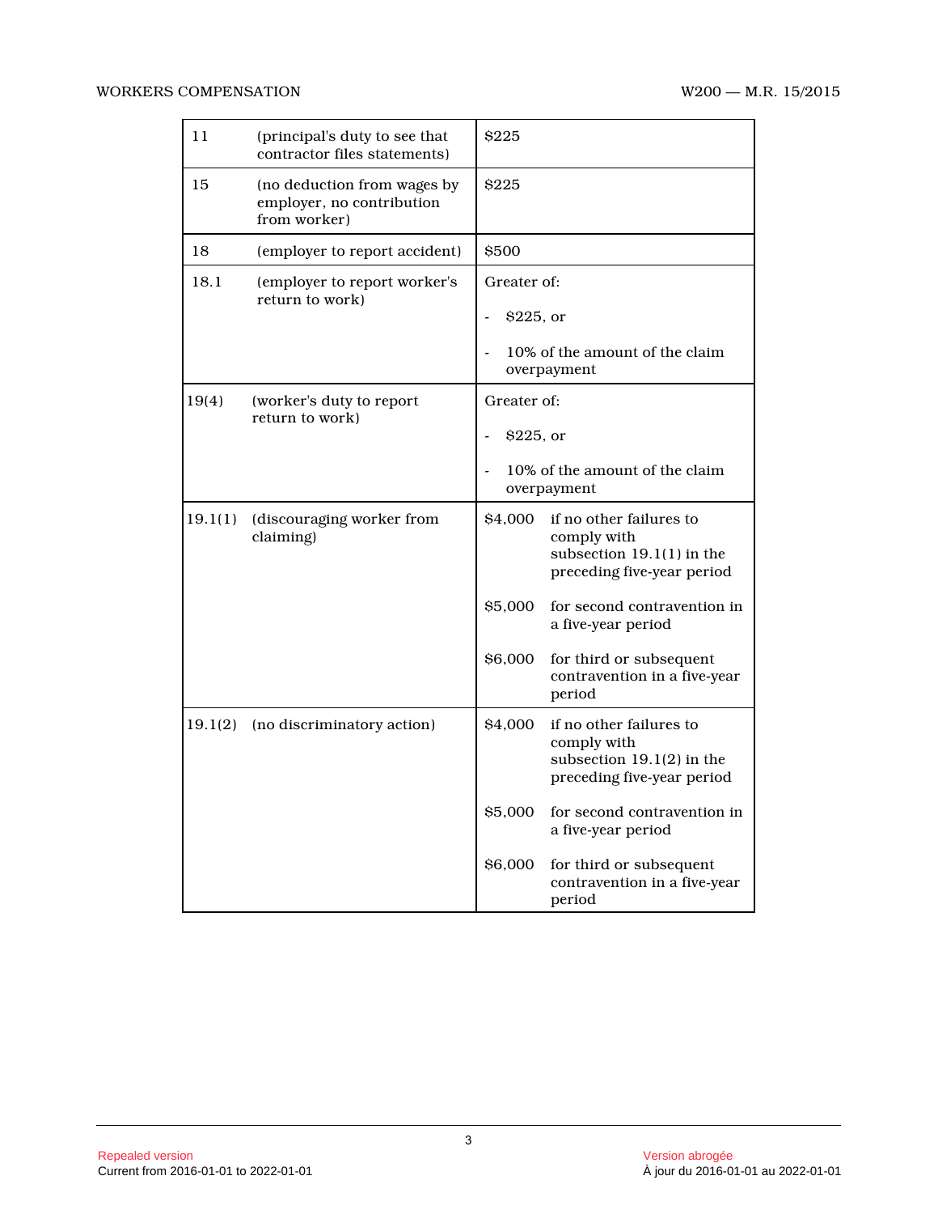| | | |
|---|---|---|
| 11 | (principal's duty to see that contractor files statements) | $225 |
| 15 | (no deduction from wages by employer, no contribution from worker) | $225 |
| 18 | (employer to report accident) | $500 |
| 18.1 | (employer to report worker's return to work) | Greater of:<br>- $225, or<br>- 10% of the amount of the claim overpayment |
| 19(4) | (worker's duty to report return to work) | Greater of:<br>- $225, or<br>- 10% of the amount of the claim overpayment |
| 19.1(1) | (discouraging worker from claiming) | $4,000 if no other failures to comply with subsection 19.1(1) in the preceding five-year period<br>$5,000 for second contravention in a five-year period<br>$6,000 for third or subsequent contravention in a five-year period |
| 19.1(2) | (no discriminatory action) | $4,000 if no other failures to comply with subsection 19.1(2) in the preceding five-year period<br>$5,000 for second contravention in a five-year period<br>$6,000 for third or subsequent contravention in a five-year period |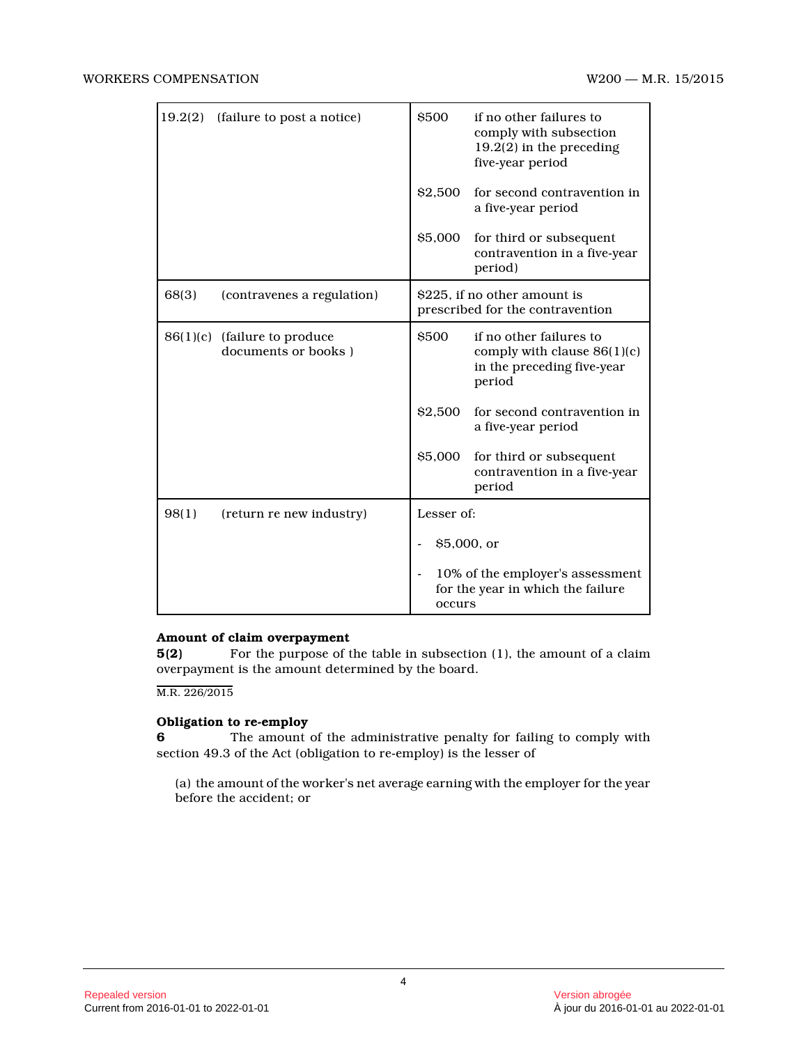| | | | |
|---|---|---|---|
| 19.2(2) | (failure to post a notice) | $500 | if no other failures to comply with subsection 19.2(2) in the preceding five-year period |
| | | $2,500 | for second contravention in a five-year period |
| | | $5,000 | for third or subsequent contravention in a five-year period) |
| 68(3) | (contravenes a regulation) | $225, if no other amount is prescribed for the contravention | |
| 86(1)(c) | (failure to produce documents or books ) | $500 | if no other failures to comply with clause 86(1)(c) in the preceding five-year period |
| | | $2,500 | for second contravention in a five-year period |
| | | $5,000 | for third or subsequent contravention in a five-year period |
| 98(1) | (return re new industry) | Lesser of:<br>- $5,000, or<br>- 10% of the employer's assessment for the year in which the failure occurs | |

**Amount of claim overpayment**

**5(2)** For the purpose of the table in subsection (1), the amount of a claim overpayment is the amount determined by the board.

M.R. 226/2015

**Obligation to re-employ**

**6** The amount of the administrative penalty for failing to comply with section 49.3 of the Act (obligation to re-employ) is the lesser of

(a) the amount of the worker's net average earning with the employer for the year before the accident; or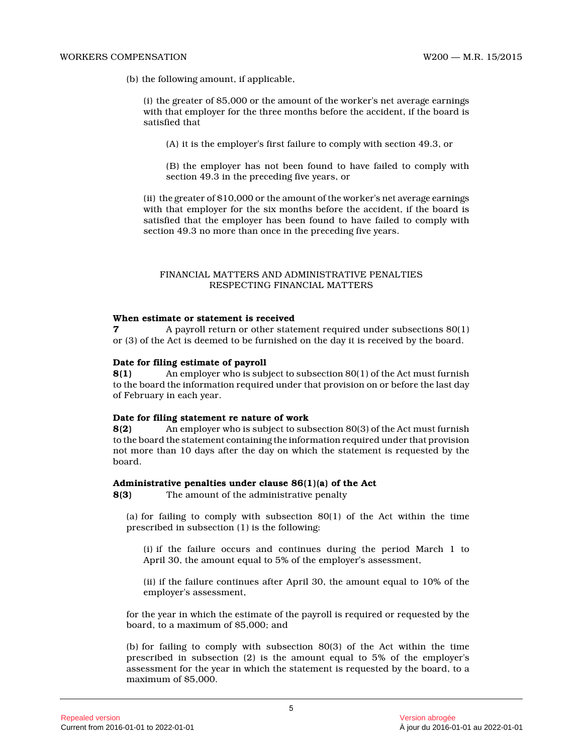(b) the following amount, if applicable,

(i) the greater of $5,000 or the amount of the worker's net average earnings with that employer for the three months before the accident, if the board is satisfied that

(A) it is the employer's first failure to comply with section 49.3, or

(B) the employer has not been found to have failed to comply with section 49.3 in the preceding five years, or

(ii) the greater of $10,000 or the amount of the worker's net average earnings with that employer for the six months before the accident, if the board is satisfied that the employer has been found to have failed to comply with section 49.3 no more than once in the preceding five years.

## FINANCIAL MATTERS AND ADMINISTRATIVE PENALTIES RESPECTING FINANCIAL MATTERS

**When estimate or statement is received**

**7** A payroll return or other statement required under subsections 80(1) or (3) of the Act is deemed to be furnished on the day it is received by the board.

**Date for filing estimate of payroll**

**8(1)** An employer who is subject to subsection 80(1) of the Act must furnish to the board the information required under that provision on or before the last day of February in each year.

**Date for filing statement re nature of work**

**8(2)** An employer who is subject to subsection 80(3) of the Act must furnish to the board the statement containing the information required under that provision not more than 10 days after the day on which the statement is requested by the board.

**Administrative penalties under clause 86(1)(a) of the Act**

**8(3)** The amount of the administrative penalty

(a) for failing to comply with subsection 80(1) of the Act within the time prescribed in subsection (1) is the following:

(i) if the failure occurs and continues during the period March 1 to April 30, the amount equal to 5% of the employer's assessment,

(ii) if the failure continues after April 30, the amount equal to 10% of the employer's assessment,

for the year in which the estimate of the payroll is required or requested by the board, to a maximum of $5,000; and

(b) for failing to comply with subsection 80(3) of the Act within the time prescribed in subsection (2) is the amount equal to 5% of the employer's assessment for the year in which the statement is requested by the board, to a maximum of $5,000.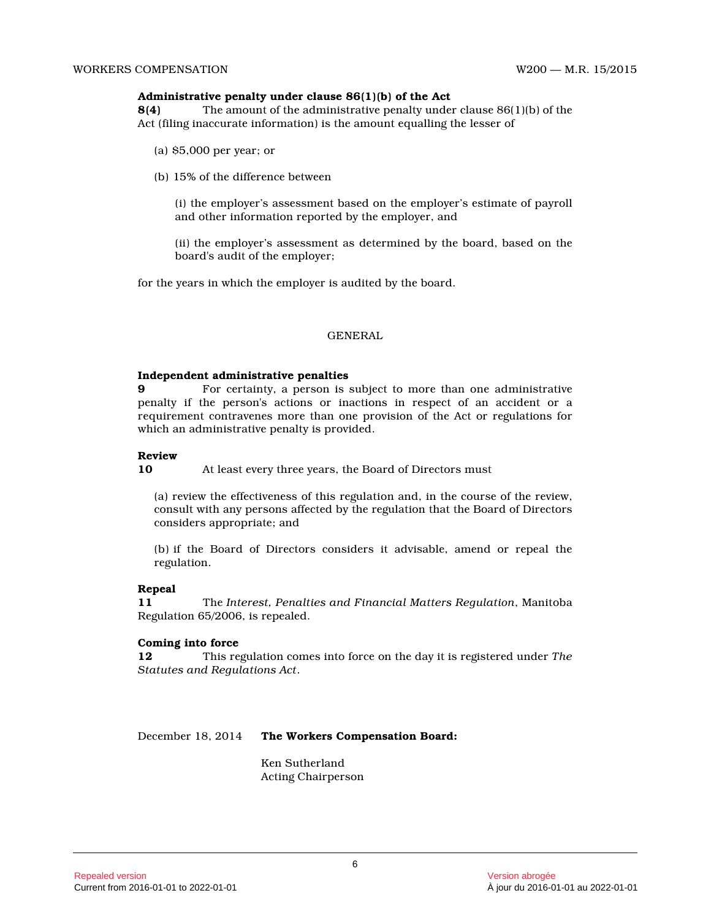**Administrative penalty under clause 86(1)(b) of the Act**

**8(4)** The amount of the administrative penalty under clause 86(1)(b) of the Act (filing inaccurate information) is the amount equalling the lesser of

(a) $5,000 per year; or

(b) 15% of the difference between

(i) the employer's assessment based on the employer's estimate of payroll and other information reported by the employer, and

(ii) the employer's assessment as determined by the board, based on the board's audit of the employer;

for the years in which the employer is audited by the board.

## GENERAL

**Independent administrative penalties**

**9** For certainty, a person is subject to more than one administrative penalty if the person's actions or inactions in respect of an accident or a requirement contravenes more than one provision of the Act or regulations for which an administrative penalty is provided.

**Review**

**10** At least every three years, the Board of Directors must

(a) review the effectiveness of this regulation and, in the course of the review, consult with any persons affected by the regulation that the Board of Directors considers appropriate; and

(b) if the Board of Directors considers it advisable, amend or repeal the regulation.

**Repeal**

**11** The *Interest, Penalties and Financial Matters Regulation*, Manitoba Regulation 65/2006, is repealed.

**Coming into force**

**12** This regulation comes into force on the day it is registered under *The Statutes and Regulations Act*.

December 18, 2014 **The Workers Compensation Board:**

Ken Sutherland
Acting Chairperson